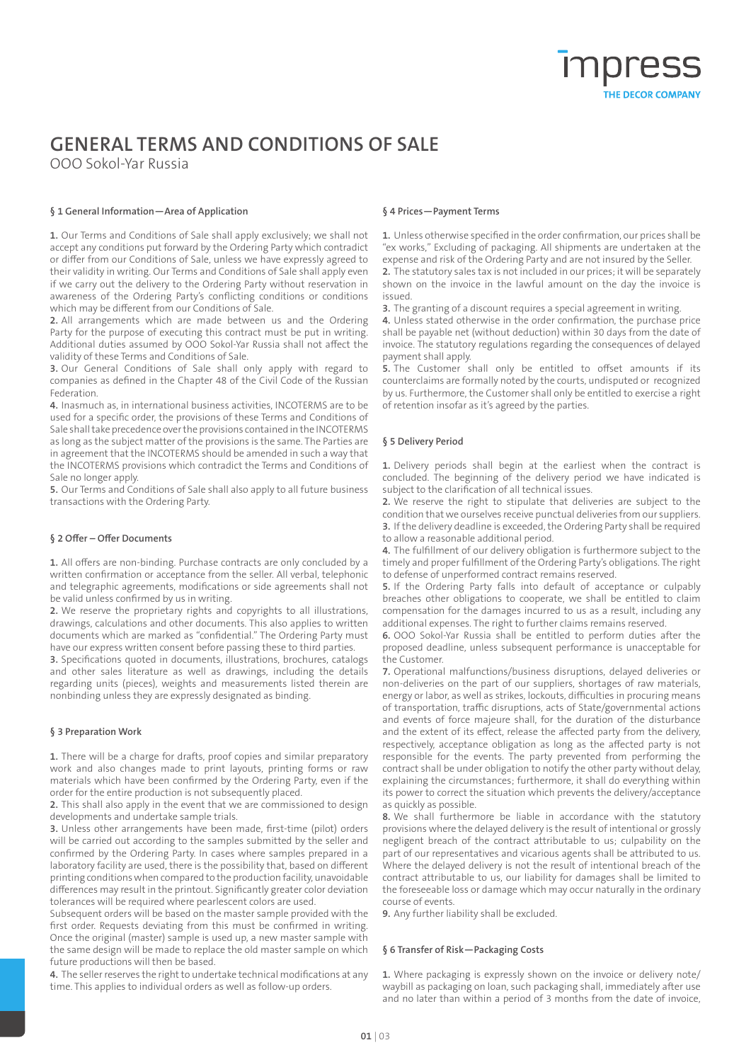# GENERAL TERMS AND CONDITIONS OF SALE

OOO Sokol-Yar Russia

### § 1 General Information—Area of Application

**1.** Our Terms and Conditions of Sale shall apply exclusively; we shall not accept any conditions put forward by the Ordering Party which contradict or differ from our Conditions of Sale, unless we have expressly agreed to their validity in writing. Our Terms and Conditions of Sale shall apply even if we carry out the delivery to the Ordering Party without reservation in awareness of the Ordering Party's conflicting conditions or conditions which may be different from our Conditions of Sale.

**2.** All arrangements which are made between us and the Ordering Party for the purpose of executing this contract must be put in writing. Additional duties assumed by OOO Sokol-Yar Russia shall not affect the validity of these Terms and Conditions of Sale.

**3.** Our General Conditions of Sale shall only apply with regard to companies as defined in the Chapter 48 of the Civil Code of the Russian Federation.

**4.** Inasmuch as, in international business activities, INCOTERMS are to be used for a specific order, the provisions of these Terms and Conditions of Sale shall take precedence over the provisions contained in the INCOTERMS as long as the subject matter of the provisions is the same. The Parties are in agreement that the INCOTERMS should be amended in such a way that the INCOTERMS provisions which contradict the Terms and Conditions of Sale no longer apply.

**5.** Our Terms and Conditions of Sale shall also apply to all future business transactions with the Ordering Party.

### § 2 Offer – Offer Documents

**1.** All offers are non-binding. Purchase contracts are only concluded by a written confirmation or acceptance from the seller. All verbal, telephonic and telegraphic agreements, modifications or side agreements shall not be valid unless confirmed by us in writing.

**2.** We reserve the proprietary rights and copyrights to all illustrations, drawings, calculations and other documents. This also applies to written documents which are marked as "confidential." The Ordering Party must have our express written consent before passing these to third parties.

**3.** Specifications quoted in documents, illustrations, brochures, catalogs and other sales literature as well as drawings, including the details regarding units (pieces), weights and measurements listed therein are nonbinding unless they are expressly designated as binding.

### § 3 Preparation Work

**1.** There will be a charge for drafts, proof copies and similar preparatory work and also changes made to print layouts, printing forms or raw materials which have been confirmed by the Ordering Party, even if the order for the entire production is not subsequently placed.

**2.** This shall also apply in the event that we are commissioned to design developments and undertake sample trials.

**3.** Unless other arrangements have been made, first-time (pilot) orders will be carried out according to the samples submitted by the seller and confirmed by the Ordering Party. In cases where samples prepared in a laboratory facility are used, there is the possibility that, based on different printing conditions when compared to the production facility, unavoidable differences may result in the printout. Significantly greater color deviation tolerances will be required where pearlescent colors are used.

Subsequent orders will be based on the master sample provided with the first order. Requests deviating from this must be confirmed in writing. Once the original (master) sample is used up, a new master sample with the same design will be made to replace the old master sample on which future productions will then be based.

**4.** The seller reserves the right to undertake technical modifications at any time. This applies to individual orders as well as follow-up orders.

### § 4 Prices—Payment Terms

**1.** Unless otherwise specified in the order confirmation, our prices shall be "ex works," Excluding of packaging. All shipments are undertaken at the expense and risk of the Ordering Party and are not insured by the Seller.

**2.** The statutory sales tax is not included in our prices; it will be separately shown on the invoice in the lawful amount on the day the invoice is issued.

**3.** The granting of a discount requires a special agreement in writing.

**4.** Unless stated otherwise in the order confirmation, the purchase price shall be payable net (without deduction) within 30 days from the date of invoice. The statutory regulations regarding the consequences of delayed payment shall apply.

**5.** The Customer shall only be entitled to offset amounts if its counterclaims are formally noted by the courts, undisputed or recognized by us. Furthermore, the Customer shall only be entitled to exercise a right of retention insofar as it's agreed by the parties.

### § 5 Delivery Period

**1.** Delivery periods shall begin at the earliest when the contract is concluded. The beginning of the delivery period we have indicated is subject to the clarification of all technical issues.

**2.** We reserve the right to stipulate that deliveries are subject to the condition that we ourselves receive punctual deliveries from our suppliers.

**3.** If the delivery deadline is exceeded, the Ordering Party shall be required to allow a reasonable additional period.

**4.** The fulfillment of our delivery obligation is furthermore subject to the timely and proper fulfillment of the Ordering Party's obligations. The right to defense of unperformed contract remains reserved.

**5.** If the Ordering Party falls into default of acceptance or culpably breaches other obligations to cooperate, we shall be entitled to claim compensation for the damages incurred to us as a result, including any additional expenses. The right to further claims remains reserved.

**6.** OOO Sokol-Yar Russia shall be entitled to perform duties after the proposed deadline, unless subsequent performance is unacceptable for the Customer.

**7.** Operational malfunctions/business disruptions, delayed deliveries or non-deliveries on the part of our suppliers, shortages of raw materials, energy or labor, as well as strikes, lockouts, difficulties in procuring means of transportation, traffic disruptions, acts of State/governmental actions and events of force majeure shall, for the duration of the disturbance and the extent of its effect, release the affected party from the delivery, respectively, acceptance obligation as long as the affected party is not responsible for the events. The party prevented from performing the contract shall be under obligation to notify the other party without delay, explaining the circumstances; furthermore, it shall do everything within its power to correct the situation which prevents the delivery/acceptance as quickly as possible.

**8.** We shall furthermore be liable in accordance with the statutory provisions where the delayed delivery is the result of intentional or grossly negligent breach of the contract attributable to us; culpability on the part of our representatives and vicarious agents shall be attributed to us. Where the delayed delivery is not the result of intentional breach of the contract attributable to us, our liability for damages shall be limited to the foreseeable loss or damage which may occur naturally in the ordinary course of events.

**9.** Any further liability shall be excluded.

### § 6 Transfer of Risk—Packaging Costs

**1.** Where packaging is expressly shown on the invoice or delivery note/waybill as packaging on loan, such packaging shall, immediately after use and no later than within a period of 3 months from the date of invoice,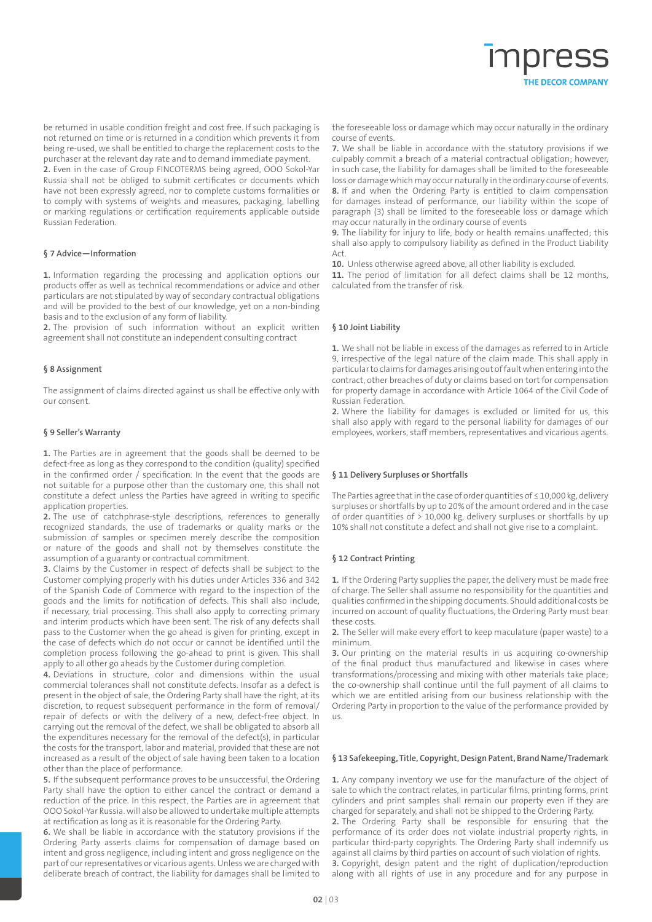be returned in usable condition freight and cost free. If such packaging is not returned on time or is returned in a condition which prevents it from being re-used, we shall be entitled to charge the replacement costs to the purchaser at the relevant day rate and to demand immediate payment.

**2.** Even in the case of Group FINCOTERMS being agreed, OOO Sokol-Yar Russia shall not be obliged to submit certificates or documents which have not been expressly agreed, nor to complete customs formalities or to comply with systems of weights and measures, packaging, labelling or marking regulations or certification requirements applicable outside Russian Federation.

### § 7 Advice—Information

**1.** Information regarding the processing and application options our products offer as well as technical recommendations or advice and other particulars are not stipulated by way of secondary contractual obligations and will be provided to the best of our knowledge, yet on a non-binding basis and to the exclusion of any form of liability.

**2.** The provision of such information without an explicit written agreement shall not constitute an independent consulting contract

### § 8 Assignment

The assignment of claims directed against us shall be effective only with our consent.

### § 9 Seller's Warranty

**1.** The Parties are in agreement that the goods shall be deemed to be defect-free as long as they correspond to the condition (quality) specified in the confirmed order / specification. In the event that the goods are not suitable for a purpose other than the customary one, this shall not constitute a defect unless the Parties have agreed in writing to specific application properties.

**2.** The use of catchphrase-style descriptions, references to generally recognized standards, the use of trademarks or quality marks or the submission of samples or specimen merely describe the composition or nature of the goods and shall not by themselves constitute the assumption of a guaranty or contractual commitment.

**3.** Claims by the Customer in respect of defects shall be subject to the Customer complying properly with his duties under Articles 336 and 342 of the Spanish Code of Commerce with regard to the inspection of the goods and the limits for notification of defects. This shall also include, if necessary, trial processing. This shall also apply to correcting primary and interim products which have been sent. The risk of any defects shall pass to the Customer when the go ahead is given for printing, except in the case of defects which do not occur or cannot be identified until the completion process following the go-ahead to print is given. This shall apply to all other go aheads by the Customer during completion.

**4.** Deviations in structure, color and dimensions within the usual commercial tolerances shall not constitute defects. Insofar as a defect is present in the object of sale, the Ordering Party shall have the right, at its discretion, to request subsequent performance in the form of removal/ repair of defects or with the delivery of a new, defect-free object. In carrying out the removal of the defect, we shall be obligated to absorb all the expenditures necessary for the removal of the defect(s), in particular the costs for the transport, labor and material, provided that these are not increased as a result of the object of sale having been taken to a location other than the place of performance.

**5.** If the subsequent performance proves to be unsuccessful, the Ordering Party shall have the option to either cancel the contract or demand a reduction of the price. In this respect, the Parties are in agreement that OOO Sokol-Yar Russia. will also be allowed to undertake multiple attempts at rectification as long as it is reasonable for the Ordering Party.

**6.** We shall be liable in accordance with the statutory provisions if the Ordering Party asserts claims for compensation of damage based on intent and gross negligence, including intent and gross negligence on the part of our representatives or vicarious agents. Unless we are charged with deliberate breach of contract, the liability for damages shall be limited to the foreseeable loss or damage which may occur naturally in the ordinary course of events.

**7.** We shall be liable in accordance with the statutory provisions if we culpably commit a breach of a material contractual obligation; however, in such case, the liability for damages shall be limited to the foreseeable loss or damage which may occur naturally in the ordinary course of events.

**8.** If and when the Ordering Party is entitled to claim compensation for damages instead of performance, our liability within the scope of paragraph (3) shall be limited to the foreseeable loss or damage which may occur naturally in the ordinary course of events

**9.** The liability for injury to life, body or health remains unaffected; this shall also apply to compulsory liability as defined in the Product Liability Act.

**10.** Unless otherwise agreed above, all other liability is excluded.

**11.** The period of limitation for all defect claims shall be 12 months, calculated from the transfer of risk.

### § 10 Joint Liability

**1.** We shall not be liable in excess of the damages as referred to in Article 9, irrespective of the legal nature of the claim made. This shall apply in particular to claims for damages arising out of fault when entering into the contract, other breaches of duty or claims based on tort for compensation for property damage in accordance with Article 1064 of the Civil Code of Russian Federation.

**2.** Where the liability for damages is excluded or limited for us, this shall also apply with regard to the personal liability for damages of our employees, workers, staff members, representatives and vicarious agents.

### § 11 Delivery Surpluses or Shortfalls

The Parties agree that in the case of order quantities of ≤ 10,000 kg, delivery surpluses or shortfalls by up to 20% of the amount ordered and in the case of order quantities of > 10,000 kg, delivery surpluses or shortfalls by up to 10% shall not constitute a defect and shall not give rise to a complaint.

### § 12 Contract Printing

**1.** If the Ordering Party supplies the paper, the delivery must be made free of charge. The Seller shall assume no responsibility for the quantities and qualities confirmed in the shipping documents. Should additional costs be incurred on account of quality fluctuations, the Ordering Party must bear these costs.

**2.** The Seller will make every effort to keep maculature (paper waste) to a minimum.

**3.** Our printing on the material results in us acquiring co-ownership of the final product thus manufactured and likewise in cases where transformations/processing and mixing with other materials take place; the co-ownership shall continue until the full payment of all claims to which we are entitled arising from our business relationship with the Ordering Party in proportion to the value of the performance provided by us.

### § 13 Safekeeping, Title, Copyright, Design Patent, Brand Name/Trademark

**1.** Any company inventory we use for the manufacture of the object of sale to which the contract relates, in particular films, printing forms, print cylinders and print samples shall remain our property even if they are charged for separately, and shall not be shipped to the Ordering Party.

**2.** The Ordering Party shall be responsible for ensuring that the performance of its order does not violate industrial property rights, in particular third-party copyrights. The Ordering Party shall indemnify us against all claims by third parties on account of such violation of rights.

**3.** Copyright, design patent and the right of duplication/reproduction along with all rights of use in any procedure and for any purpose in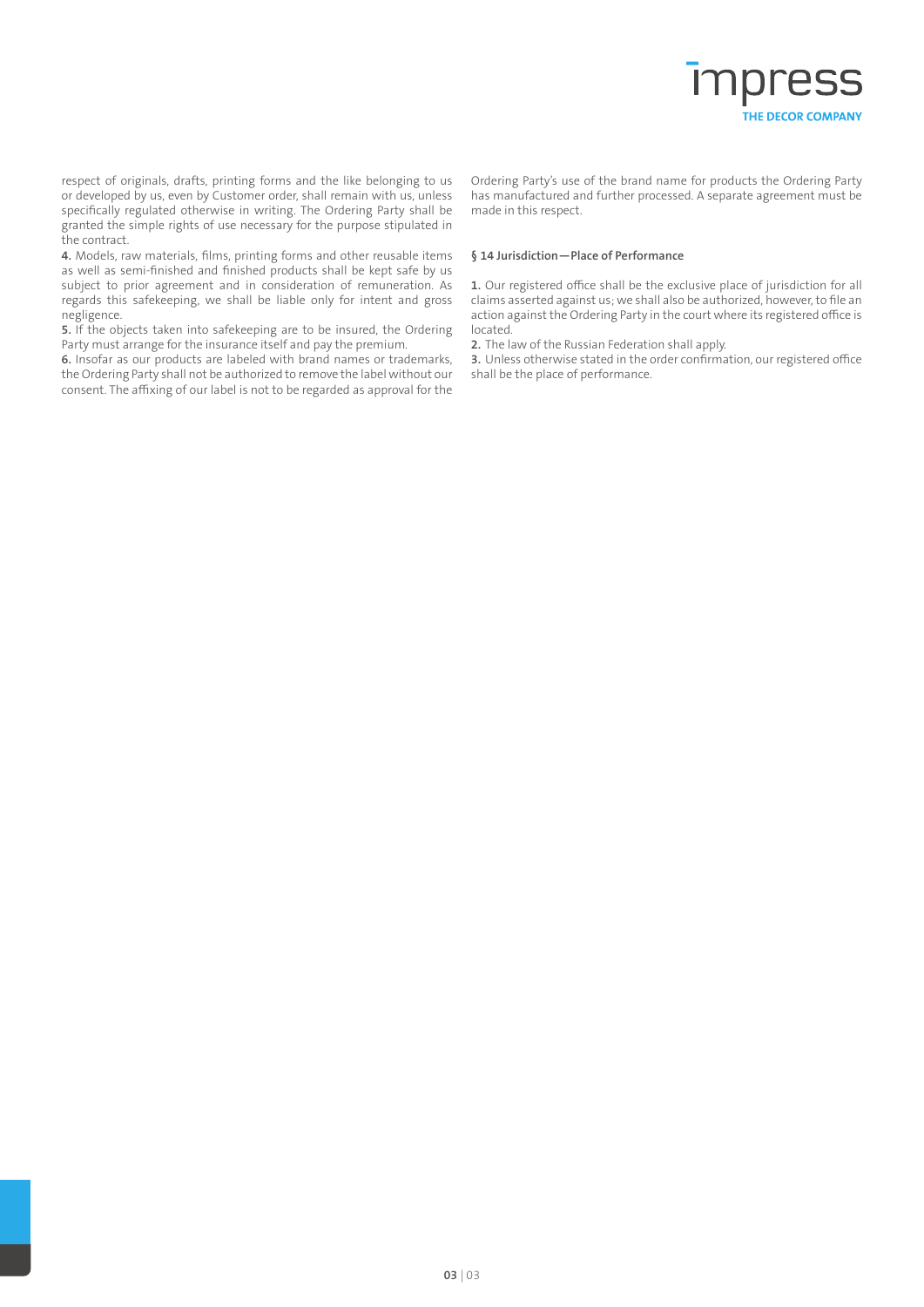respect of originals, drafts, printing forms and the like belonging to us or developed by us, even by Customer order, shall remain with us, unless specifically regulated otherwise in writing. The Ordering Party shall be granted the simple rights of use necessary for the purpose stipulated in the contract.

**4.** Models, raw materials, films, printing forms and other reusable items as well as semi-finished and finished products shall be kept safe by us subject to prior agreement and in consideration of remuneration. As regards this safekeeping, we shall be liable only for intent and gross negligence.

**5.** If the objects taken into safekeeping are to be insured, the Ordering Party must arrange for the insurance itself and pay the premium.

**6.** Insofar as our products are labeled with brand names or trademarks, the Ordering Party shall not be authorized to remove the label without our consent. The affixing of our label is not to be regarded as approval for the Ordering Party's use of the brand name for products the Ordering Party has manufactured and further processed. A separate agreement must be made in this respect.

### § 14 Jurisdiction—Place of Performance

**1.** Our registered office shall be the exclusive place of jurisdiction for all claims asserted against us; we shall also be authorized, however, to file an action against the Ordering Party in the court where its registered office is located.

**2.** The law of the Russian Federation shall apply.

**3.** Unless otherwise stated in the order confirmation, our registered office shall be the place of performance.